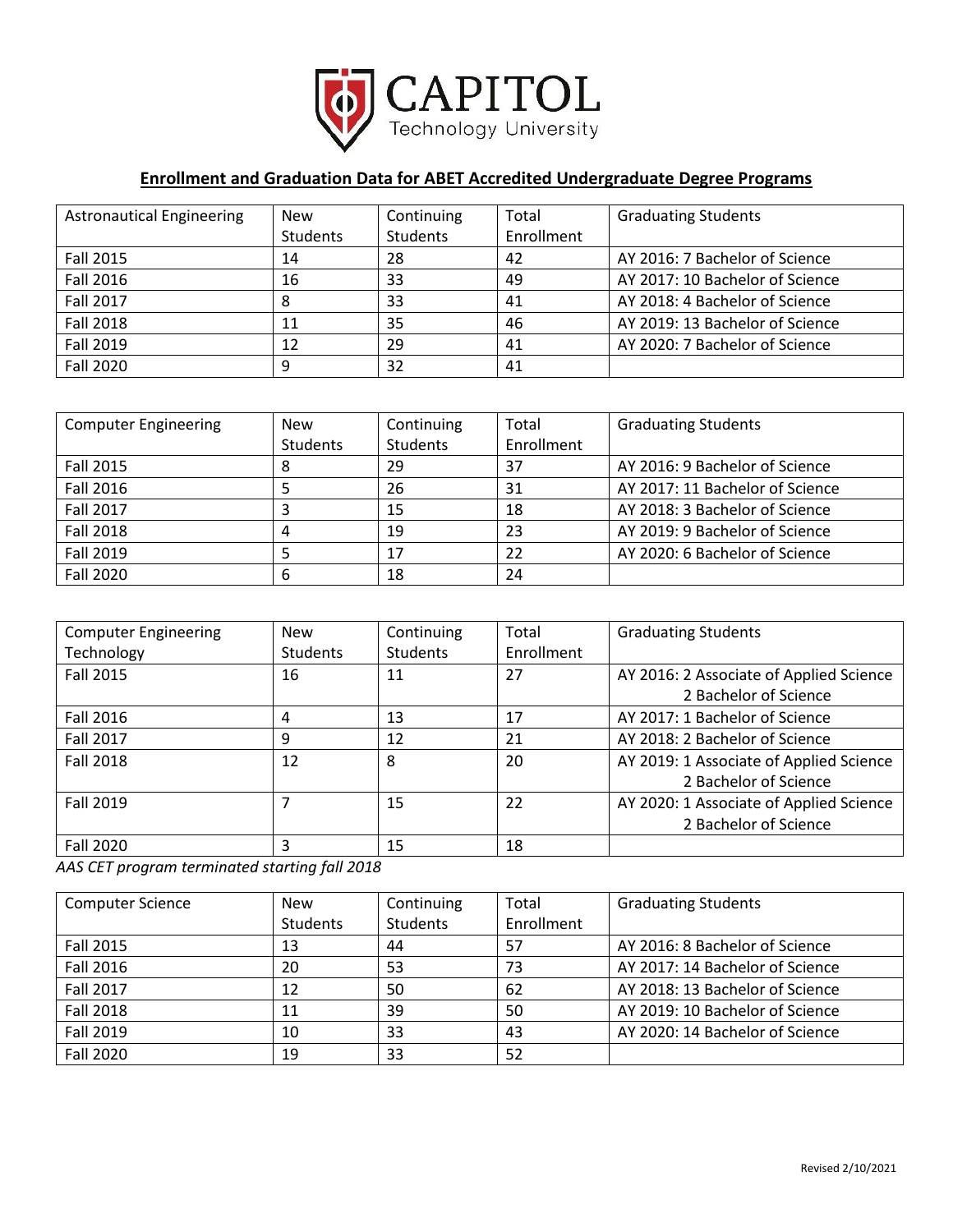CAPITOL
Technology University

**Enrollment and Graduation Data for ABET Accredited Undergraduate Degree Programs**

| Astronautical Engineering | New Students | Continuing Students | Total Enrollment | Graduating Students |
|---|---|---|---|---|
| Fall 2015 | 14 | 28 | 42 | AY 2016: 7 Bachelor of Science |
| Fall 2016 | 16 | 33 | 49 | AY 2017: 10 Bachelor of Science |
| Fall 2017 | 8 | 33 | 41 | AY 2018: 4 Bachelor of Science |
| Fall 2018 | 11 | 35 | 46 | AY 2019: 13 Bachelor of Science |
| Fall 2019 | 12 | 29 | 41 | AY 2020: 7 Bachelor of Science |
| Fall 2020 | 9 | 32 | 41 | |

| Computer Engineering | New Students | Continuing Students | Total Enrollment | Graduating Students |
|---|---|---|---|---|
| Fall 2015 | 8 | 29 | 37 | AY 2016: 9 Bachelor of Science |
| Fall 2016 | 5 | 26 | 31 | AY 2017: 11 Bachelor of Science |
| Fall 2017 | 3 | 15 | 18 | AY 2018: 3 Bachelor of Science |
| Fall 2018 | 4 | 19 | 23 | AY 2019: 9 Bachelor of Science |
| Fall 2019 | 5 | 17 | 22 | AY 2020: 6 Bachelor of Science |
| Fall 2020 | 6 | 18 | 24 | |

| Computer Engineering Technology | New Students | Continuing Students | Total Enrollment | Graduating Students |
|---|---|---|---|---|
| Fall 2015 | 16 | 11 | 27 | AY 2016: 2 Associate of Applied Science, 2 Bachelor of Science |
| Fall 2016 | 4 | 13 | 17 | AY 2017: 1 Bachelor of Science |
| Fall 2017 | 9 | 12 | 21 | AY 2018: 2 Bachelor of Science |
| Fall 2018 | 12 | 8 | 20 | AY 2019: 1 Associate of Applied Science, 2 Bachelor of Science |
| Fall 2019 | 7 | 15 | 22 | AY 2020: 1 Associate of Applied Science, 2 Bachelor of Science |
| Fall 2020 | 3 | 15 | 18 | |

*AAS CET program terminated starting fall 2018*

| Computer Science | New Students | Continuing Students | Total Enrollment | Graduating Students |
|---|---|---|---|---|
| Fall 2015 | 13 | 44 | 57 | AY 2016: 8 Bachelor of Science |
| Fall 2016 | 20 | 53 | 73 | AY 2017: 14 Bachelor of Science |
| Fall 2017 | 12 | 50 | 62 | AY 2018: 13 Bachelor of Science |
| Fall 2018 | 11 | 39 | 50 | AY 2019: 10 Bachelor of Science |
| Fall 2019 | 10 | 33 | 43 | AY 2020: 14 Bachelor of Science |
| Fall 2020 | 19 | 33 | 52 | |

Revised 2/10/2021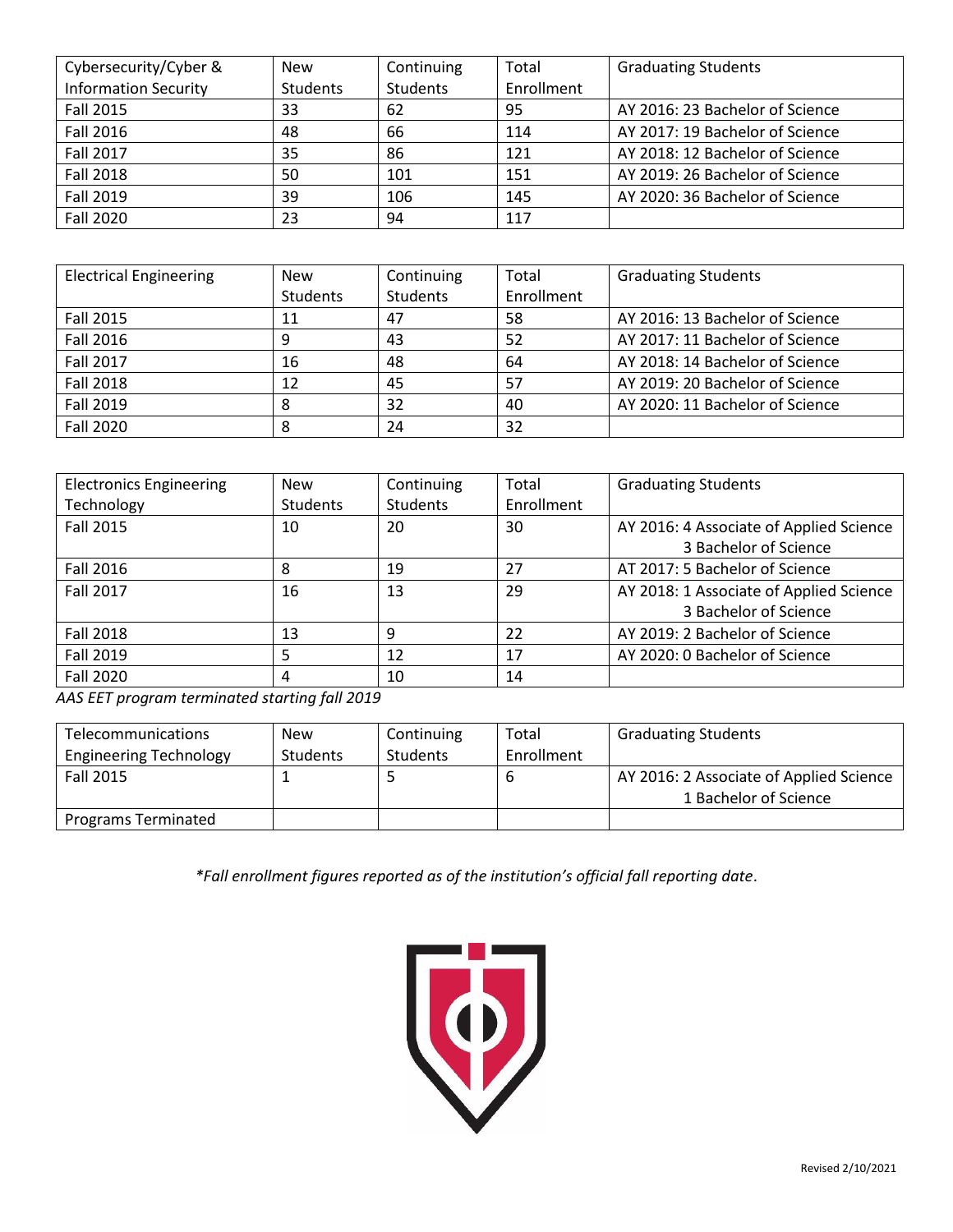| Cybersecurity/Cyber & Information Security | New Students | Continuing Students | Total Enrollment | Graduating Students |
|---|---|---|---|---|
| Fall 2015 | 33 | 62 | 95 | AY 2016: 23 Bachelor of Science |
| Fall 2016 | 48 | 66 | 114 | AY 2017: 19 Bachelor of Science |
| Fall 2017 | 35 | 86 | 121 | AY 2018: 12 Bachelor of Science |
| Fall 2018 | 50 | 101 | 151 | AY 2019: 26 Bachelor of Science |
| Fall 2019 | 39 | 106 | 145 | AY 2020: 36 Bachelor of Science |
| Fall 2020 | 23 | 94 | 117 | |

| Electrical Engineering | New Students | Continuing Students | Total Enrollment | Graduating Students |
|---|---|---|---|---|
| Fall 2015 | 11 | 47 | 58 | AY 2016: 13 Bachelor of Science |
| Fall 2016 | 9 | 43 | 52 | AY 2017: 11 Bachelor of Science |
| Fall 2017 | 16 | 48 | 64 | AY 2018: 14 Bachelor of Science |
| Fall 2018 | 12 | 45 | 57 | AY 2019: 20 Bachelor of Science |
| Fall 2019 | 8 | 32 | 40 | AY 2020: 11 Bachelor of Science |
| Fall 2020 | 8 | 24 | 32 | |

| Electronics Engineering Technology | New Students | Continuing Students | Total Enrollment | Graduating Students |
|---|---|---|---|---|
| Fall 2015 | 10 | 20 | 30 | AY 2016: 4 Associate of Applied Science 3 Bachelor of Science |
| Fall 2016 | 8 | 19 | 27 | AT 2017: 5 Bachelor of Science |
| Fall 2017 | 16 | 13 | 29 | AY 2018: 1 Associate of Applied Science 3 Bachelor of Science |
| Fall 2018 | 13 | 9 | 22 | AY 2019: 2 Bachelor of Science |
| Fall 2019 | 5 | 12 | 17 | AY 2020: 0 Bachelor of Science |
| Fall 2020 | 4 | 10 | 14 | |

*AAS EET program terminated starting fall 2019*

| Telecommunications Engineering Technology | New Students | Continuing Students | Total Enrollment | Graduating Students |
|---|---|---|---|---|
| Fall 2015 | 1 | 5 | 6 | AY 2016: 2 Associate of Applied Science 1 Bachelor of Science |
| Programs Terminated | | | | |

*\*Fall enrollment figures reported as of the institution's official fall reporting date.*

Revised 2/10/2021